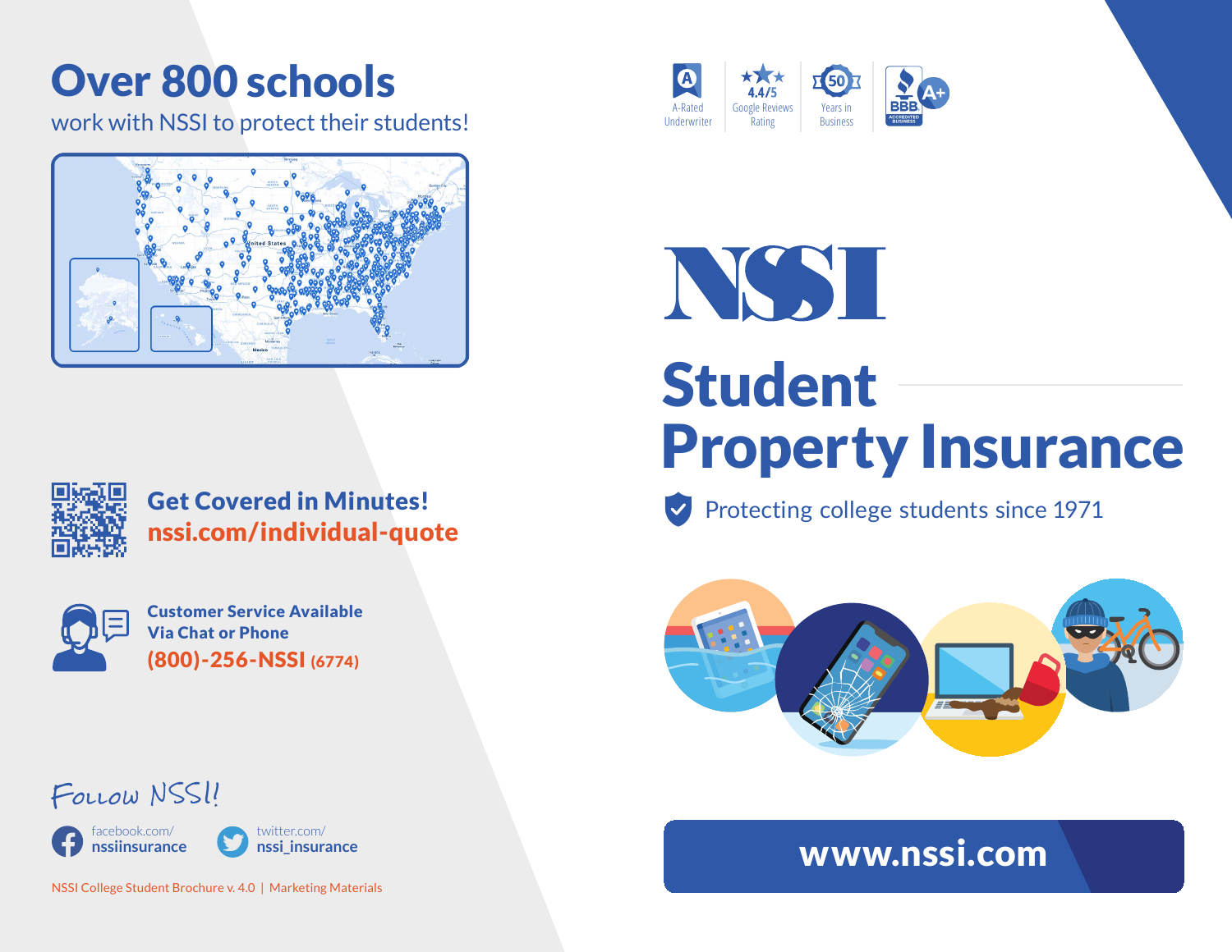# Over 800 schools

work with NSSI to protect their students!

**Get Covered in Minutes!**
**nssi.com/individual-quote**

**Customer Service Available Via Chat or Phone**
**(800)-256-NSSI (6774)**

Follow NSSI!

facebook.com/**nssiinsurance**

twitter.com/**nssi_insurance**

NSSI College Student Brochure v. 4.0 | Marketing Materials

A-Rated Underwriter | 4.4/5 Google Reviews Rating | 50 Years in Business | BBB A+ Accredited Business

# NSSI

# Student Property Insurance

Protecting college students since 1971

**www.nssi.com**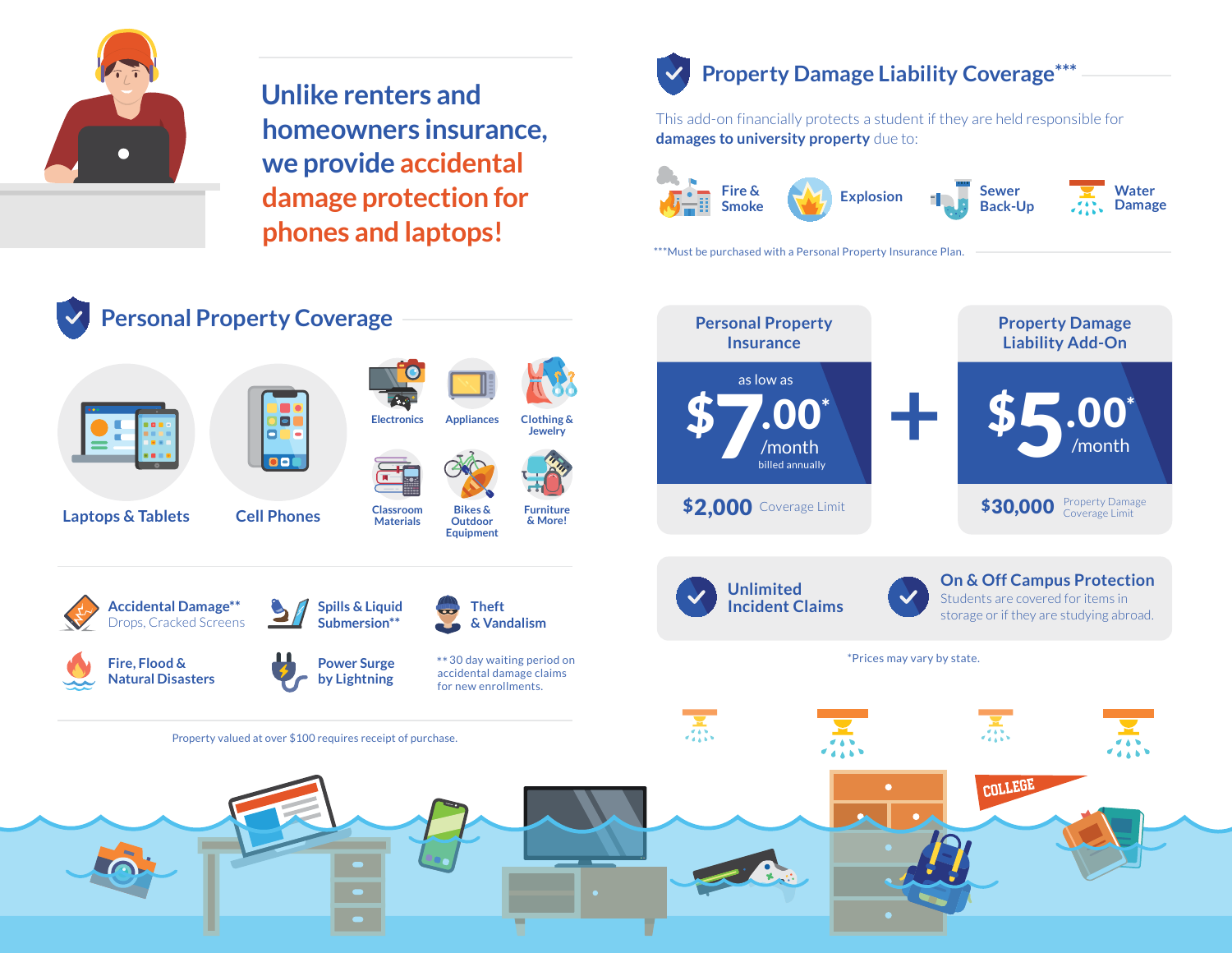## Unlike renters and homeowners insurance, we provide accidental damage protection for phones and laptops!

## Personal Property Coverage

- Laptops & Tablets
- Cell Phones
- Electronics
- Appliances
- Clothing & Jewelry
- Classroom Materials
- Bikes & Outdoor Equipment
- Furniture & More!

- **Accidental Damage**** Drops, Cracked Screens
- **Spills & Liquid Submersion****
- **Theft & Vandalism**
- **Fire, Flood & Natural Disasters**
- **Power Surge by Lightning**

** 30 day waiting period on accidental damage claims for new enrollments.

Property valued at over $100 requires receipt of purchase.

## Property Damage Liability Coverage***

This add-on financially protects a student if they are held responsible for **damages to university property** due to:

- Fire & Smoke
- Explosion
- Sewer Back-Up
- Water Damage

***Must be purchased with a Personal Property Insurance Plan.

### Personal Property Insurance

as low as

**$7.00*** /month

billed annually

**$2,000** Coverage Limit

### +

### Property Damage Liability Add-On

**$5.00*** /month

**$30,000** Property Damage Coverage Limit

**Unlimited Incident Claims**

**On & Off Campus Protection**
Students are covered for items in storage or if they are studying abroad.

*Prices may vary by state.